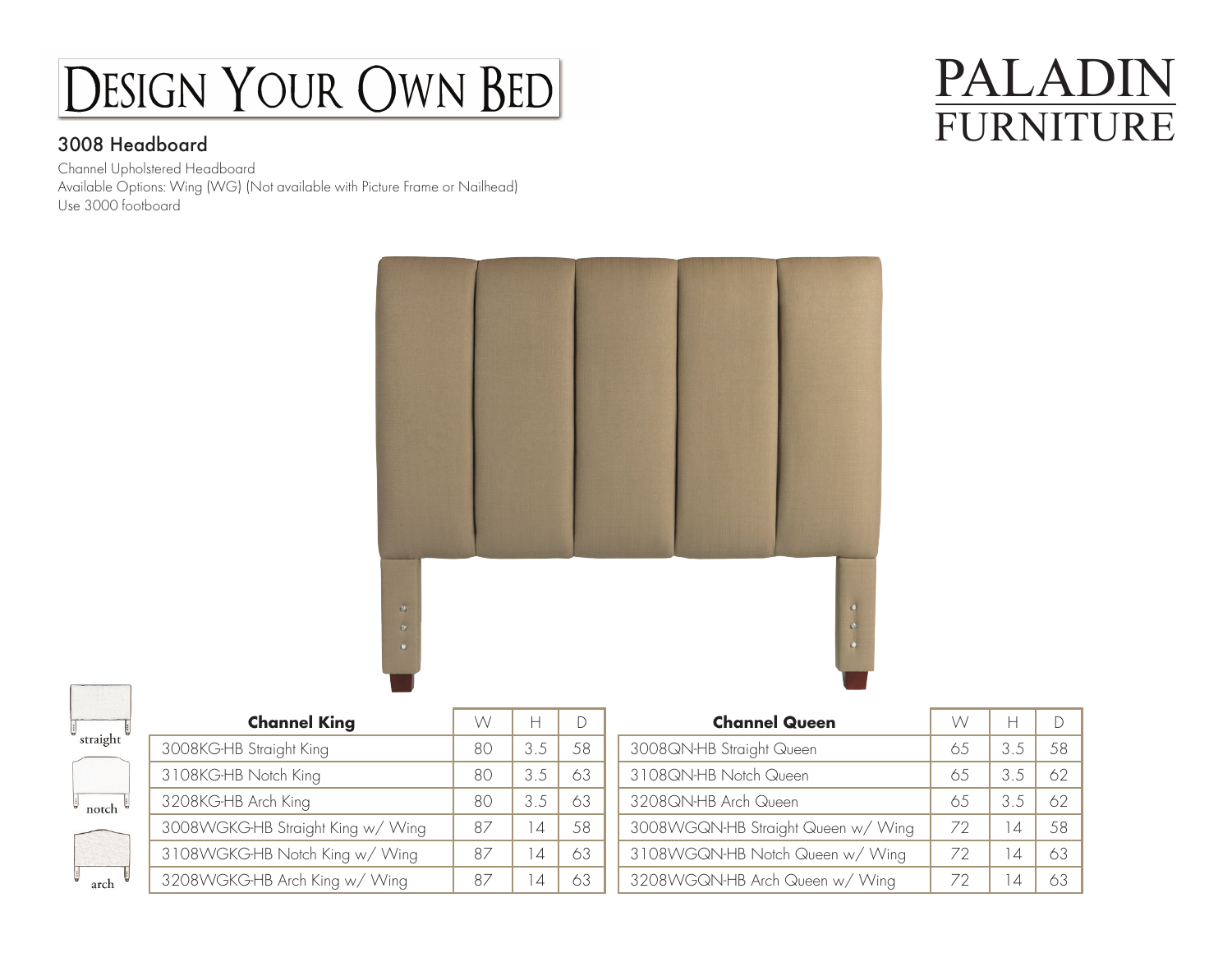# Design Your Own Bed

# PALADIN FURNITURE

## 3008 Headboard

Channel Upholstered Headboard
Available Options: Wing (WG) (Not available with Picture Frame or Nailhead)
Use 3000 footboard

straight

notch

arch

| Channel King | W | H | D |
|---|---|---|---|
| 3008KG-HB Straight King | 80 | 3.5 | 58 |
| 3108KG-HB Notch King | 80 | 3.5 | 63 |
| 3208KG-HB Arch King | 80 | 3.5 | 63 |
| 3008WGKG-HB Straight King w/ Wing | 87 | 14 | 58 |
| 3108WGKG-HB Notch King w/ Wing | 87 | 14 | 63 |
| 3208WGKG-HB Arch King w/ Wing | 87 | 14 | 63 |

| Channel Queen | W | H | D |
|---|---|---|---|
| 3008QN-HB Straight Queen | 65 | 3.5 | 58 |
| 3108QN-HB Notch Queen | 65 | 3.5 | 62 |
| 3208QN-HB Arch Queen | 65 | 3.5 | 62 |
| 3008WGQN-HB Straight Queen w/ Wing | 72 | 14 | 58 |
| 3108WGQN-HB Notch Queen w/ Wing | 72 | 14 | 63 |
| 3208WGQN-HB Arch Queen w/ Wing | 72 | 14 | 63 |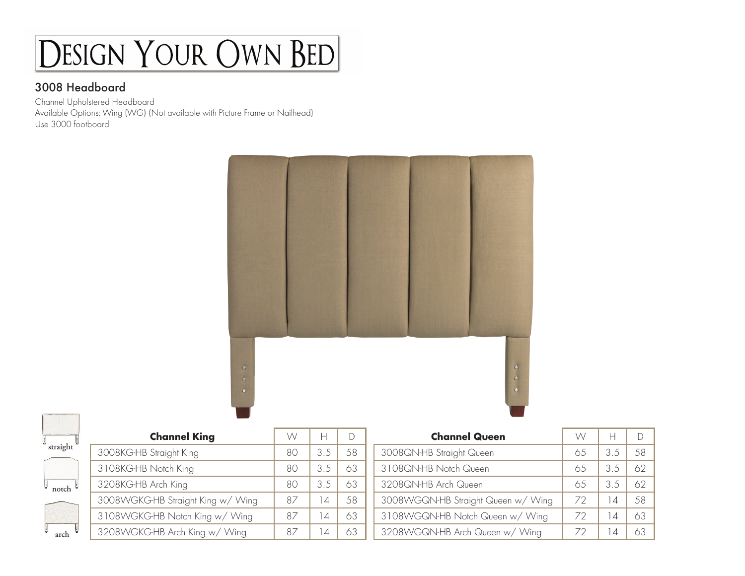# Design Your Own Bed

## 3008 Headboard

Channel Upholstered Headboard
Available Options: Wing (WG) (Not available with Picture Frame or Nailhead)
Use 3000 footboard

straight

notch

arch

| Channel King | W | H | D |
|---|---|---|---|
| 3008KG-HB Straight King | 80 | 3.5 | 58 |
| 3108KG-HB Notch King | 80 | 3.5 | 63 |
| 3208KG-HB Arch King | 80 | 3.5 | 63 |
| 3008WGKG-HB Straight King w/ Wing | 87 | 14 | 58 |
| 3108WGKG-HB Notch King w/ Wing | 87 | 14 | 63 |
| 3208WGKG-HB Arch King w/ Wing | 87 | 14 | 63 |

| Channel Queen | W | H | D |
|---|---|---|---|
| 3008QN-HB Straight Queen | 65 | 3.5 | 58 |
| 3108QN-HB Notch Queen | 65 | 3.5 | 62 |
| 3208QN-HB Arch Queen | 65 | 3.5 | 62 |
| 3008WGQN-HB Straight Queen w/ Wing | 72 | 14 | 58 |
| 3108WGQN-HB Notch Queen w/ Wing | 72 | 14 | 63 |
| 3208WGQN-HB Arch Queen w/ Wing | 72 | 14 | 63 |